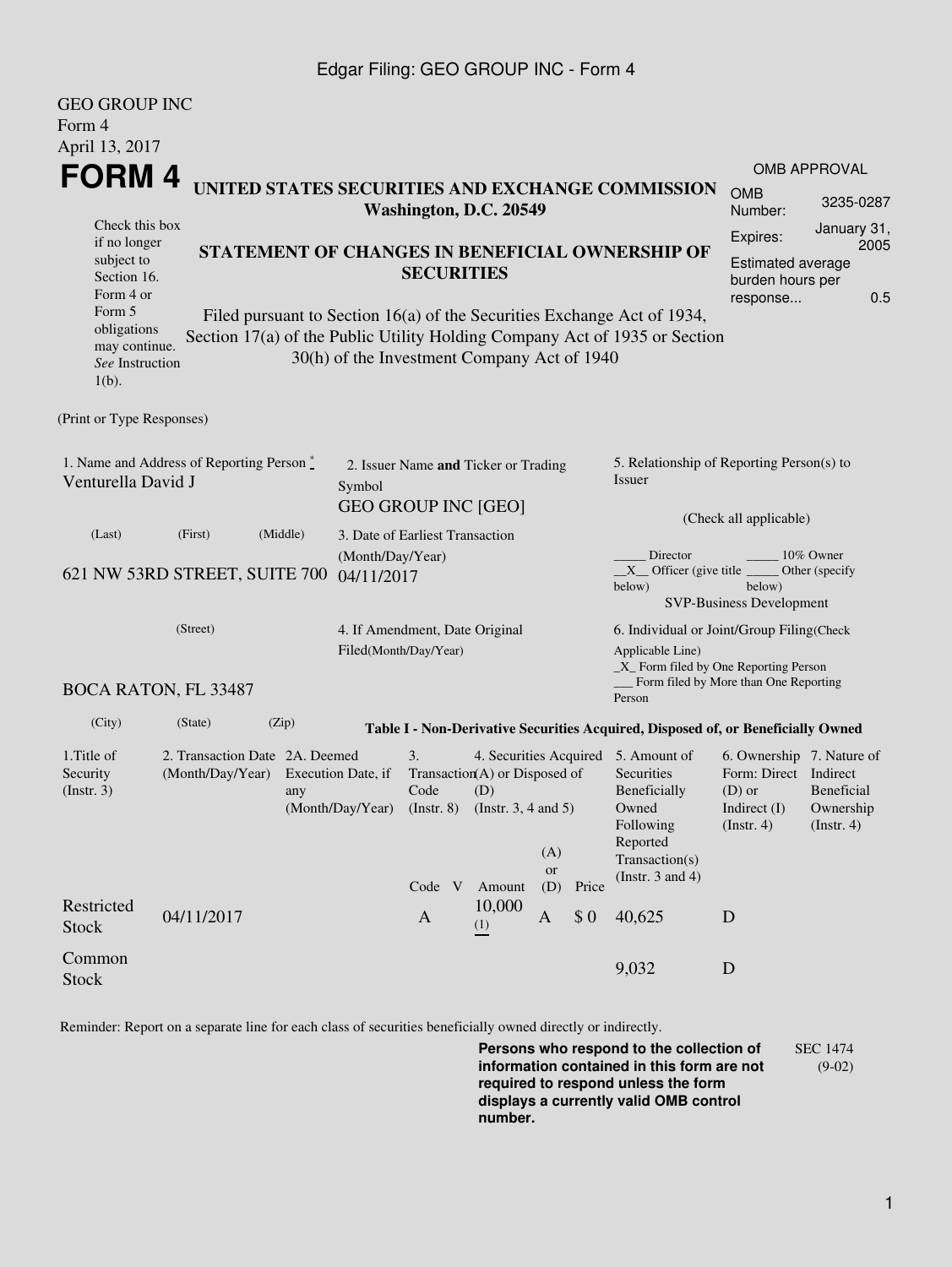Edgar Filing: GEO GROUP INC - Form 4

GEO GROUP INC
Form 4
April 13, 2017

# FORM 4

**UNITED STATES SECURITIES AND EXCHANGE COMMISSION**
**Washington, D.C. 20549**

| OMB APPROVAL | |
|---|---|
| OMB Number: | 3235-0287 |
| Expires: | January 31, 2005 |
| Estimated average burden hours per response... | 0.5 |

Check this box if no longer subject to Section 16. Form 4 or Form 5 obligations may continue. *See* Instruction 1(b).

**STATEMENT OF CHANGES IN BENEFICIAL OWNERSHIP OF SECURITIES**

Filed pursuant to Section 16(a) of the Securities Exchange Act of 1934, Section 17(a) of the Public Utility Holding Company Act of 1935 or Section 30(h) of the Investment Company Act of 1940

(Print or Type Responses)

1. Name and Address of Reporting Person *
Venturella David J

(Last) (First) (Middle)

621 NW 53RD STREET, SUITE 700

(Street)

BOCA RATON, FL 33487

(City) (State) (Zip)

2. Issuer Name **and** Ticker or Trading Symbol
GEO GROUP INC [GEO]

3. Date of Earliest Transaction (Month/Day/Year)
04/11/2017

4. If Amendment, Date Original Filed(Month/Day/Year)

5. Relationship of Reporting Person(s) to Issuer

(Check all applicable)

_____ Director _____ 10% Owner
__X__ Officer (give title below) _____ Other (specify below)
SVP-Business Development

6. Individual or Joint/Group Filing(Check Applicable Line)
_X_ Form filed by One Reporting Person
___ Form filed by More than One Reporting Person

**Table I - Non-Derivative Securities Acquired, Disposed of, or Beneficially Owned**

| 1.Title of Security (Instr. 3) | 2. Transaction Date (Month/Day/Year) | 2A. Deemed Execution Date, if any (Month/Day/Year) | 3. Transaction Code (Instr. 8) | | 4. Securities Acquired (A) or Disposed of (D) (Instr. 3, 4 and 5) | | | 5. Amount of Securities Beneficially Owned Following Reported Transaction(s) (Instr. 3 and 4) | 6. Ownership Form: Direct (D) or Indirect (I) (Instr. 4) | 7. Nature of Indirect Beneficial Ownership (Instr. 4) |
|---|---|---|---|---|---|---|---|---|---|---|
| | | | Code | V | Amount | (A) or (D) | Price | | | |
| Restricted Stock | 04/11/2017 | | A | | 10,000 (1) | A | $ 0 | 40,625 | D | |
| Common Stock | | | | | | | | 9,032 | D | |

Reminder: Report on a separate line for each class of securities beneficially owned directly or indirectly.

**Persons who respond to the collection of information contained in this form are not required to respond unless the form displays a currently valid OMB control number.**

SEC 1474 (9-02)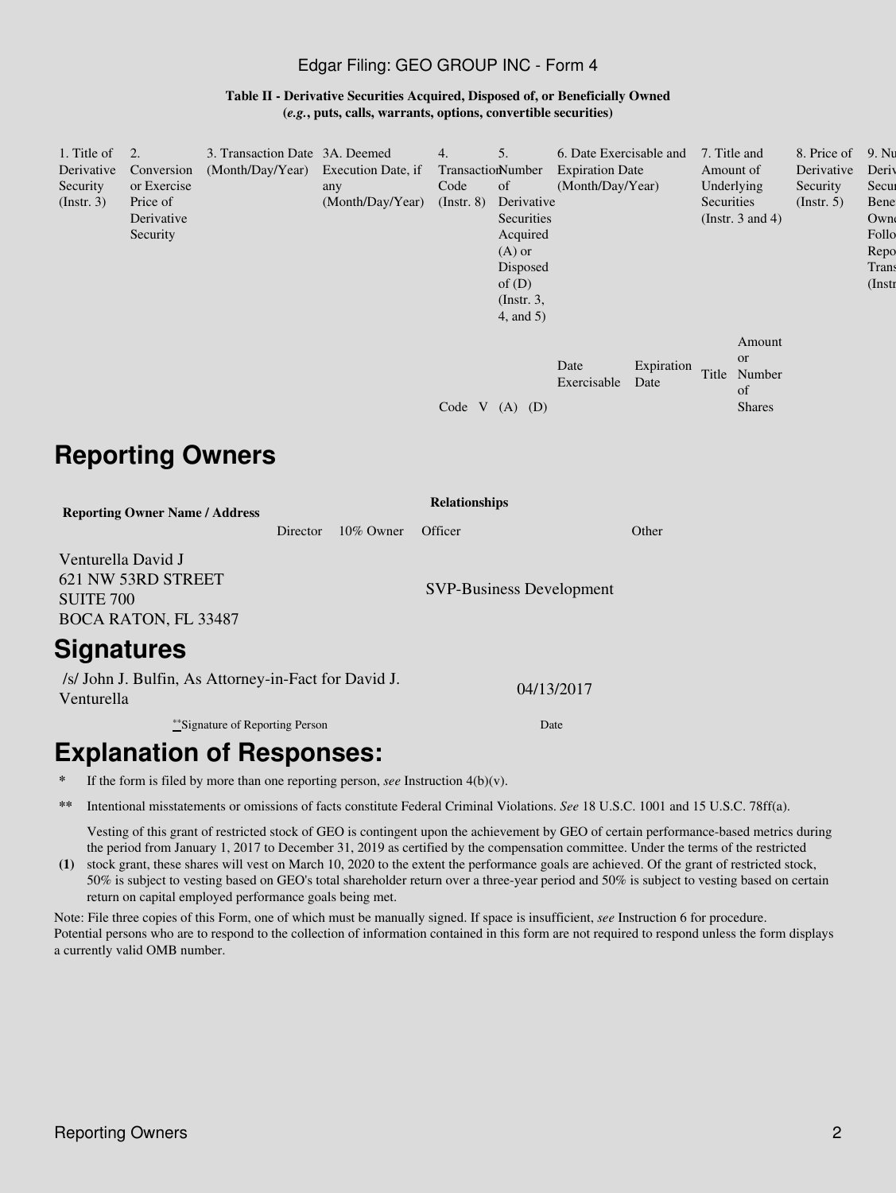## Table II - Derivative Securities Acquired, Disposed of, or Beneficially Owned
**(*e.g.*, puts, calls, warrants, options, convertible securities)**

| 1. Title of Derivative Security (Instr. 3) | 2. Conversion or Exercise Price of Derivative Security | 3. Transaction Date (Month/Day/Year) | 3A. Deemed Execution Date, if any (Month/Day/Year) | 4. Transaction Code (Instr. 8) | | 5. Number of Derivative Securities Acquired (A) or Disposed of (D) (Instr. 3, 4, and 5) | | 6. Date Exercisable and Expiration Date (Month/Day/Year) | | 7. Title and Amount of Underlying Securities (Instr. 3 and 4) | | 8. Price of Derivative Security (Instr. 5) | 9. Nu Deriv Secur Bene Own Follo Repo Trans (Instr |
|---|---|---|---|---|---|---|---|---|---|---|---|---|---|
| | | | | Code | V | (A) | (D) | Date Exercisable | Expiration Date | Title | Amount or Number of Shares | | |

# Reporting Owners

| Reporting Owner Name / Address | Relationships | | | |
|---|---|---|---|---|
| | Director | 10% Owner | Officer | Other |
| Venturella David J<br>621 NW 53RD STREET<br>SUITE 700<br>BOCA RATON, FL 33487 | | | SVP-Business Development | |

# Signatures

| | |
|---|---|
| /s/ John J. Bulfin, As Attorney-in-Fact for David J. Venturella | 04/13/2017 |
| **Signature of Reporting Person | Date |

# Explanation of Responses:

\* If the form is filed by more than one reporting person, *see* Instruction 4(b)(v).

** Intentional misstatements or omissions of facts constitute Federal Criminal Violations. *See* 18 U.S.C. 1001 and 15 U.S.C. 78ff(a).

**(1)** Vesting of this grant of restricted stock of GEO is contingent upon the achievement by GEO of certain performance-based metrics during the period from January 1, 2017 to December 31, 2019 as certified by the compensation committee. Under the terms of the restricted stock grant, these shares will vest on March 10, 2020 to the extent the performance goals are achieved. Of the grant of restricted stock, 50% is subject to vesting based on GEO's total shareholder return over a three-year period and 50% is subject to vesting based on certain return on capital employed performance goals being met.

Note: File three copies of this Form, one of which must be manually signed. If space is insufficient, *see* Instruction 6 for procedure.
Potential persons who are to respond to the collection of information contained in this form are not required to respond unless the form displays a currently valid OMB number.